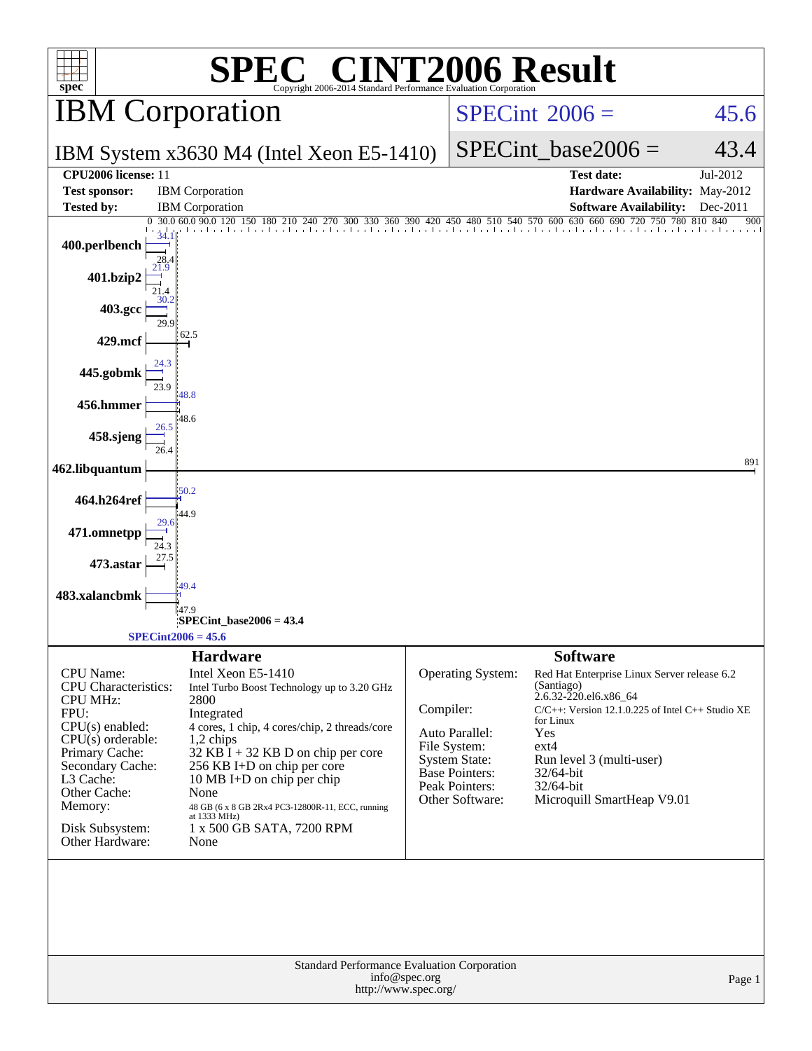# SPEC® CINT2006 Result

Copyright 2006-2014 Standard Performance Evaluation Corporation

## IBM Corporation

**IBM System x3630 M4 (Intel Xeon E5-1410)**

SPECint 2006 = 45.6

SPECint_base2006 = 43.4

| | | | |
|---|---|---|---|
| **CPU2006 license:** 11 | | **Test date:** | Jul-2012 |
| **Test sponsor:** | IBM Corporation | **Hardware Availability:** | May-2012 |
| **Tested by:** | IBM Corporation | **Software Availability:** | Dec-2011 |

| Benchmark | Peak | Base |
|---|---|---|
| 400.perlbench | 34.1 | 28.4 |
| 401.bzip2 | 21.9 | 21.4 |
| 403.gcc | 30.2 | 29.9 |
| 429.mcf | 62.5 | |
| 445.gobmk | 24.3 | 23.9 |
| 456.hmmer | 48.8 | 48.6 |
| 458.sjeng | 26.5 | 26.4 |
| 462.libquantum | 891 | |
| 464.h264ref | 50.2 | 44.9 |
| 471.omnetpp | 29.6 | 24.3 |
| 473.astar | 27.5 | |
| 483.xalancbmk | 49.4 | 47.9 |

SPECint_base2006 = 43.4

SPECint2006 = 45.6

### Hardware

| | |
|---|---|
| CPU Name: | Intel Xeon E5-1410 |
| CPU Characteristics: | Intel Turbo Boost Technology up to 3.20 GHz |
| CPU MHz: | 2800 |
| FPU: | Integrated |
| CPU(s) enabled: | 4 cores, 1 chip, 4 cores/chip, 2 threads/core |
| CPU(s) orderable: | 1,2 chips |
| Primary Cache: | 32 KB I + 32 KB D on chip per core |
| Secondary Cache: | 256 KB I+D on chip per core |
| L3 Cache: | 10 MB I+D on chip per chip |
| Other Cache: | None |
| Memory: | 48 GB (6 x 8 GB 2Rx4 PC3-12800R-11, ECC, running at 1333 MHz) |
| Disk Subsystem: | 1 x 500 GB SATA, 7200 RPM |
| Other Hardware: | None |

### Software

| | |
|---|---|
| Operating System: | Red Hat Enterprise Linux Server release 6.2 (Santiago) 2.6.32-220.el6.x86_64 |
| Compiler: | C/C++: Version 12.1.0.225 of Intel C++ Studio XE for Linux |
| Auto Parallel: | Yes |
| File System: | ext4 |
| System State: | Run level 3 (multi-user) |
| Base Pointers: | 32/64-bit |
| Peak Pointers: | 32/64-bit |
| Other Software: | Microquill SmartHeap V9.01 |

Standard Performance Evaluation Corporation
info@spec.org
http://www.spec.org/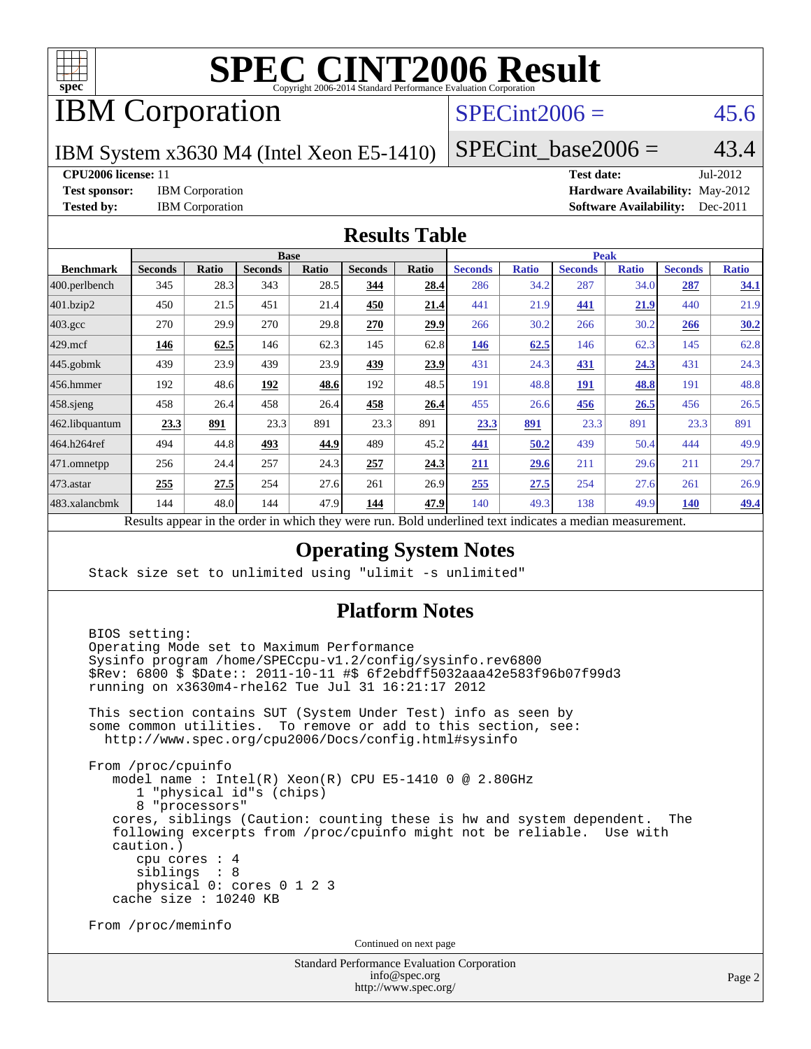# SPEC CINT2006 Result

Copyright 2006-2014 Standard Performance Evaluation Corporation

## IBM Corporation

IBM System x3630 M4 (Intel Xeon E5-1410)

SPECint2006 = 45.6

SPECint_base2006 = 43.4

**CPU2006 license:** 11
**Test sponsor:** IBM Corporation
**Tested by:** IBM Corporation

**Test date:** Jul-2012
**Hardware Availability:** May-2012
**Software Availability:** Dec-2011

## Results Table

| Benchmark | Base | | | | | | Peak | | | | | |
|---|---|---|---|---|---|---|---|---|---|---|---|---|
| | Seconds | Ratio | Seconds | Ratio | Seconds | Ratio | Seconds | Ratio | Seconds | Ratio | Seconds | Ratio |
| 400.perlbench | 345 | 28.3 | 343 | 28.5 | **344** | **28.4** | 286 | 34.2 | 287 | 34.0 | **287** | **34.1** |
| 401.bzip2 | 450 | 21.5 | 451 | 21.4 | **450** | **21.4** | 441 | 21.9 | **441** | **21.9** | 440 | 21.9 |
| 403.gcc | 270 | 29.9 | 270 | 29.8 | **270** | **29.9** | 266 | 30.2 | 266 | 30.2 | **266** | **30.2** |
| 429.mcf | **146** | **62.5** | 146 | 62.3 | 145 | 62.8 | **146** | **62.5** | 146 | 62.3 | 145 | 62.8 |
| 445.gobmk | 439 | 23.9 | 439 | 23.9 | **439** | **23.9** | 431 | 24.3 | **431** | **24.3** | 431 | 24.3 |
| 456.hmmer | 192 | 48.6 | **192** | **48.6** | 192 | 48.5 | 191 | 48.8 | **191** | **48.8** | 191 | 48.8 |
| 458.sjeng | 458 | 26.4 | 458 | 26.4 | **458** | **26.4** | 455 | 26.6 | **456** | **26.5** | 456 | 26.5 |
| 462.libquantum | **23.3** | **891** | 23.3 | 891 | 23.3 | 891 | **23.3** | **891** | 23.3 | 891 | 23.3 | 891 |
| 464.h264ref | 494 | 44.8 | **493** | **44.9** | 489 | 45.2 | **441** | **50.2** | 439 | 50.4 | 444 | 49.9 |
| 471.omnetpp | 256 | 24.4 | 257 | 24.3 | **257** | **24.3** | **211** | **29.6** | 211 | 29.6 | 211 | 29.7 |
| 473.astar | **255** | **27.5** | 254 | 27.6 | 261 | 26.9 | **255** | **27.5** | 254 | 27.6 | 261 | 26.9 |
| 483.xalancbmk | 144 | 48.0 | 144 | 47.9 | **144** | **47.9** | 140 | 49.3 | 138 | 49.9 | **140** | **49.4** |

Results appear in the order in which they were run. Bold underlined text indicates a median measurement.

## Operating System Notes

```
Stack size set to unlimited using "ulimit -s unlimited"
```

## Platform Notes

```
BIOS setting:
Operating Mode set to Maximum Performance
Sysinfo program /home/SPECcpu-v1.2/config/sysinfo.rev6800
$Rev: 6800 $ $Date:: 2011-10-11 #$ 6f2ebdff5032aaa42e583f96b07f99d3
running on x3630m4-rhel62 Tue Jul 31 16:21:17 2012

This section contains SUT (System Under Test) info as seen by
some common utilities.  To remove or add to this section, see:
  http://www.spec.org/cpu2006/Docs/config.html#sysinfo

From /proc/cpuinfo
   model name : Intel(R) Xeon(R) CPU E5-1410 0 @ 2.80GHz
      1 "physical id"s (chips)
      8 "processors"
   cores, siblings (Caution: counting these is hw and system dependent.  The
   following excerpts from /proc/cpuinfo might not be reliable.  Use with
   caution.)
      cpu cores : 4
      siblings  : 8
      physical 0: cores 0 1 2 3
   cache size : 10240 KB

From /proc/meminfo
```

Continued on next page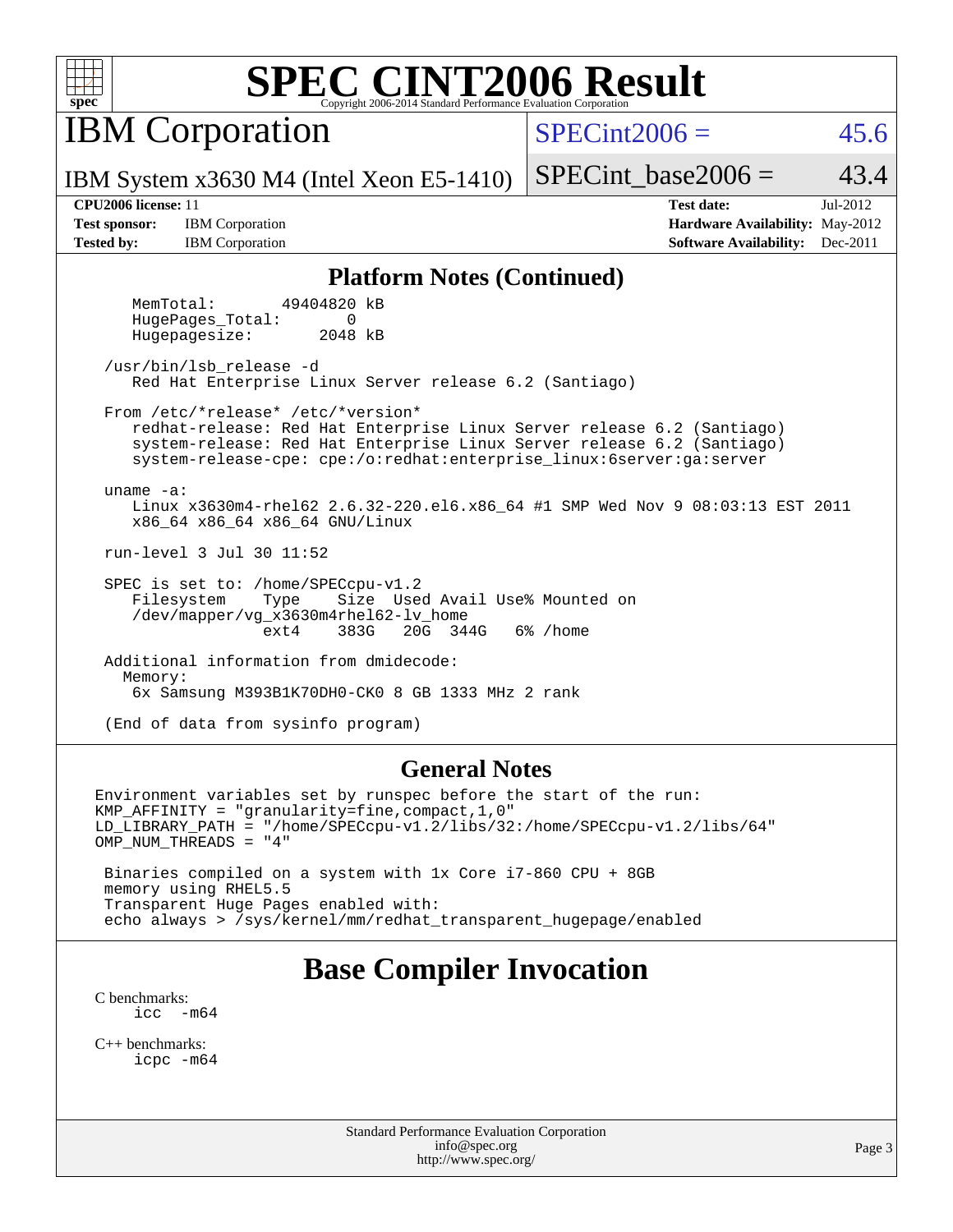# SPEC CINT2006 Result

Copyright 2006-2014 Standard Performance Evaluation Corporation

## IBM Corporation

IBM System x3630 M4 (Intel Xeon E5-1410)

SPECint2006 = 45.6

SPECint_base2006 = 43.4

**CPU2006 license:** 11
**Test sponsor:** IBM Corporation
**Tested by:** IBM Corporation

**Test date:** Jul-2012
**Hardware Availability:** May-2012
**Software Availability:** Dec-2011

## Platform Notes (Continued)

```
    MemTotal:       49404820 kB
    HugePages_Total:       0
    Hugepagesize:       2048 kB

 /usr/bin/lsb_release -d
    Red Hat Enterprise Linux Server release 6.2 (Santiago)

 From /etc/*release* /etc/*version*
    redhat-release: Red Hat Enterprise Linux Server release 6.2 (Santiago)
    system-release: Red Hat Enterprise Linux Server release 6.2 (Santiago)
    system-release-cpe: cpe:/o:redhat:enterprise_linux:6server:ga:server

 uname -a:
    Linux x3630m4-rhel62 2.6.32-220.el6.x86_64 #1 SMP Wed Nov 9 08:03:13 EST 2011
    x86_64 x86_64 x86_64 GNU/Linux

 run-level 3 Jul 30 11:52

 SPEC is set to: /home/SPECcpu-v1.2
    Filesystem    Type    Size  Used Avail Use% Mounted on
    /dev/mapper/vg_x3630m4rhel62-lv_home
                  ext4    383G   20G  344G   6% /home

 Additional information from dmidecode:
   Memory:
    6x Samsung M393B1K70DH0-CK0 8 GB 1333 MHz 2 rank

 (End of data from sysinfo program)
```

## General Notes

```
Environment variables set by runspec before the start of the run:
KMP_AFFINITY = "granularity=fine,compact,1,0"
LD_LIBRARY_PATH = "/home/SPECcpu-v1.2/libs/32:/home/SPECcpu-v1.2/libs/64"
OMP_NUM_THREADS = "4"

 Binaries compiled on a system with 1x Core i7-860 CPU + 8GB
 memory using RHEL5.5
 Transparent Huge Pages enabled with:
 echo always > /sys/kernel/mm/redhat_transparent_hugepage/enabled
```

## Base Compiler Invocation

C benchmarks:
```
icc  -m64
```

C++ benchmarks:
```
icpc -m64
```

Standard Performance Evaluation Corporation
info@spec.org
http://www.spec.org/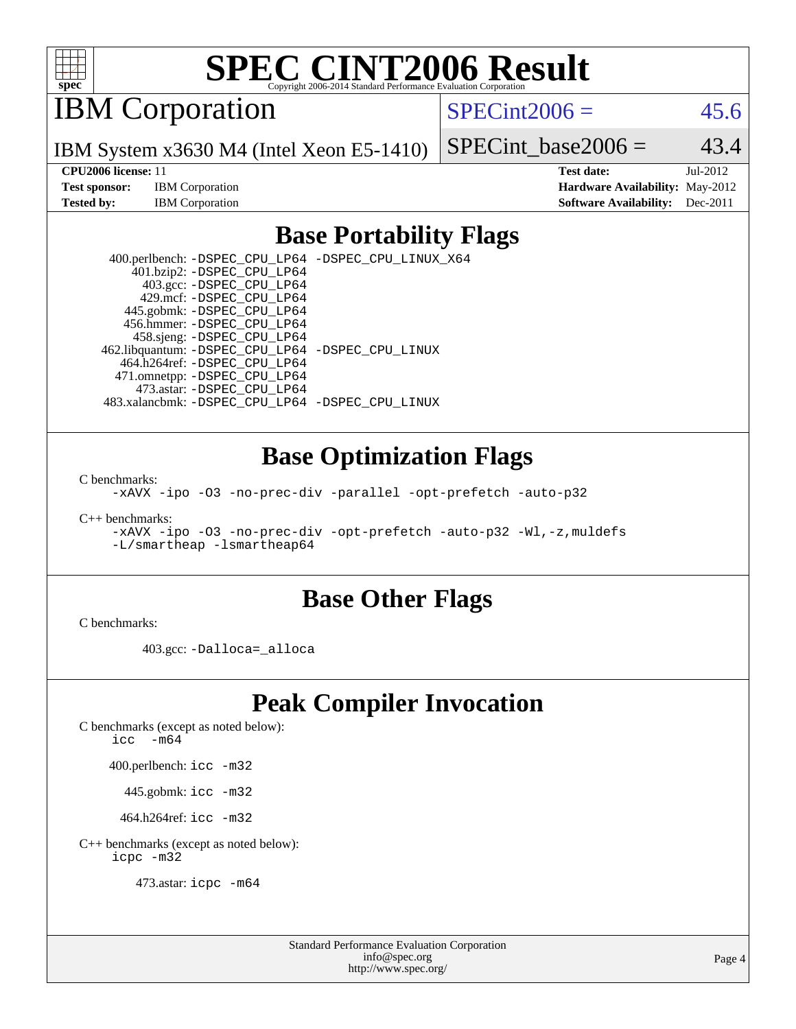# SPEC CINT2006 Result

Copyright 2006-2014 Standard Performance Evaluation Corporation

## IBM Corporation

IBM System x3630 M4 (Intel Xeon E5-1410)

SPECint2006 = 45.6

SPECint_base2006 = 43.4

| | | | |
|---|---|---|---|
| **CPU2006 license:** 11 | | **Test date:** | Jul-2012 |
| **Test sponsor:** | IBM Corporation | **Hardware Availability:** | May-2012 |
| **Tested by:** | IBM Corporation | **Software Availability:** | Dec-2011 |

## Base Portability Flags

400.perlbench: -DSPEC_CPU_LP64 -DSPEC_CPU_LINUX_X64
401.bzip2: -DSPEC_CPU_LP64
403.gcc: -DSPEC_CPU_LP64
429.mcf: -DSPEC_CPU_LP64
445.gobmk: -DSPEC_CPU_LP64
456.hmmer: -DSPEC_CPU_LP64
458.sjeng: -DSPEC_CPU_LP64
462.libquantum: -DSPEC_CPU_LP64 -DSPEC_CPU_LINUX
464.h264ref: -DSPEC_CPU_LP64
471.omnetpp: -DSPEC_CPU_LP64
473.astar: -DSPEC_CPU_LP64
483.xalancbmk: -DSPEC_CPU_LP64 -DSPEC_CPU_LINUX

## Base Optimization Flags

C benchmarks:
-xAVX -ipo -O3 -no-prec-div -parallel -opt-prefetch -auto-p32

C++ benchmarks:
-xAVX -ipo -O3 -no-prec-div -opt-prefetch -auto-p32 -Wl,-z,muldefs -L/smartheap -lsmartheap64

## Base Other Flags

C benchmarks:

403.gcc: -Dalloca=_alloca

## Peak Compiler Invocation

C benchmarks (except as noted below):
icc -m64

400.perlbench: icc -m32

445.gobmk: icc -m32

464.h264ref: icc -m32

C++ benchmarks (except as noted below):
icpc -m32

473.astar: icpc -m64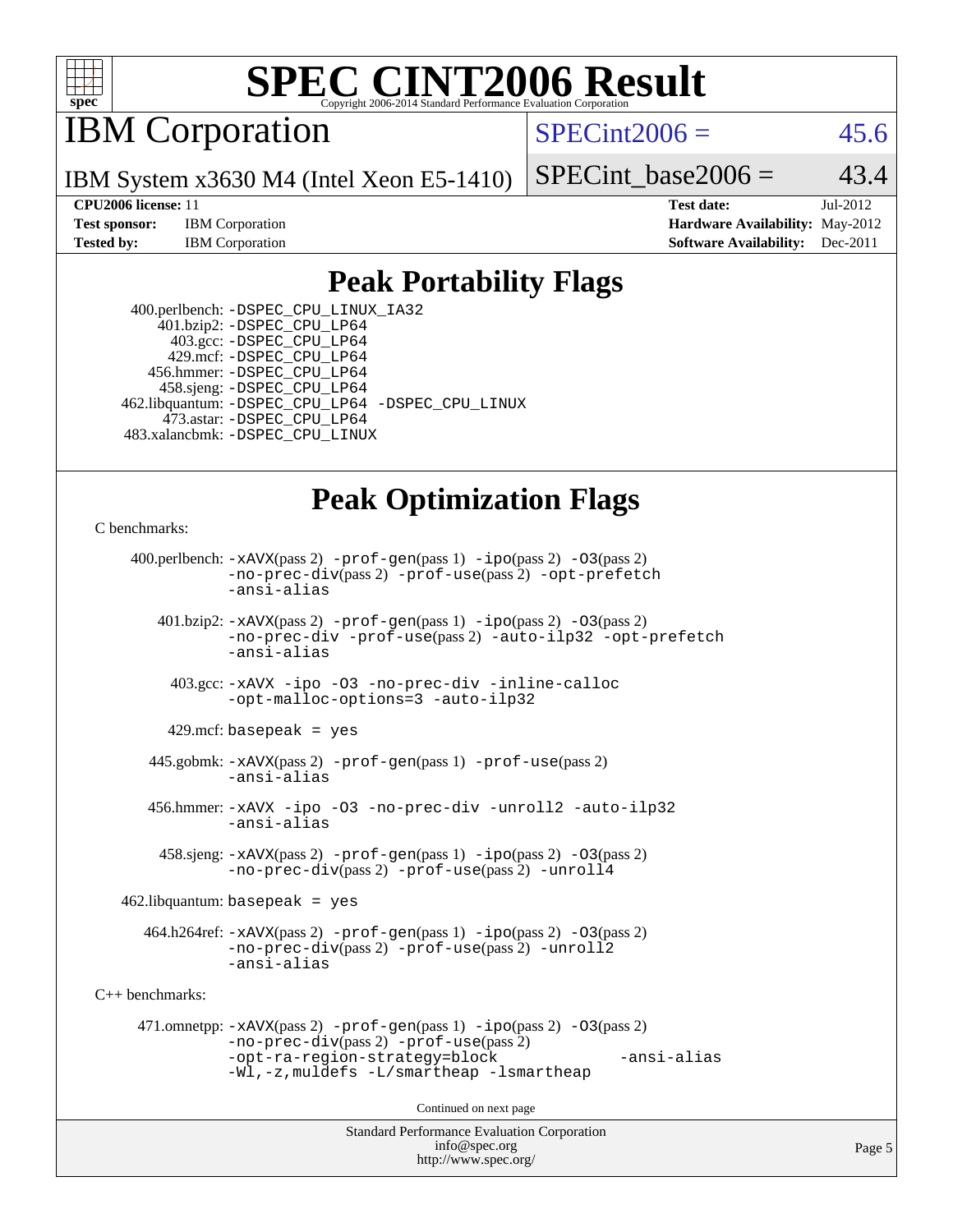# SPEC CINT2006 Result

Copyright 2006-2014 Standard Performance Evaluation Corporation

## IBM Corporation

IBM System x3630 M4 (Intel Xeon E5-1410)

SPECint2006 = 45.6

SPECint_base2006 = 43.4

| | | | |
|---|---|---|---|
| **CPU2006 license:** 11 | | **Test date:** | Jul-2012 |
| **Test sponsor:** | IBM Corporation | **Hardware Availability:** | May-2012 |
| **Tested by:** | IBM Corporation | **Software Availability:** | Dec-2011 |

## Peak Portability Flags

400.perlbench: -DSPEC_CPU_LINUX_IA32
401.bzip2: -DSPEC_CPU_LP64
403.gcc: -DSPEC_CPU_LP64
429.mcf: -DSPEC_CPU_LP64
456.hmmer: -DSPEC_CPU_LP64
458.sjeng: -DSPEC_CPU_LP64
462.libquantum: -DSPEC_CPU_LP64 -DSPEC_CPU_LINUX
473.astar: -DSPEC_CPU_LP64
483.xalancbmk: -DSPEC_CPU_LINUX

## Peak Optimization Flags

C benchmarks:

400.perlbench: -xAVX(pass 2) -prof-gen(pass 1) -ipo(pass 2) -O3(pass 2) -no-prec-div(pass 2) -prof-use(pass 2) -opt-prefetch -ansi-alias

401.bzip2: -xAVX(pass 2) -prof-gen(pass 1) -ipo(pass 2) -O3(pass 2) -no-prec-div -prof-use(pass 2) -auto-ilp32 -opt-prefetch -ansi-alias

403.gcc: -xAVX -ipo -O3 -no-prec-div -inline-calloc -opt-malloc-options=3 -auto-ilp32

429.mcf: basepeak = yes

445.gobmk: -xAVX(pass 2) -prof-gen(pass 1) -prof-use(pass 2) -ansi-alias

456.hmmer: -xAVX -ipo -O3 -no-prec-div -unroll2 -auto-ilp32 -ansi-alias

458.sjeng: -xAVX(pass 2) -prof-gen(pass 1) -ipo(pass 2) -O3(pass 2) -no-prec-div(pass 2) -prof-use(pass 2) -unroll4

462.libquantum: basepeak = yes

464.h264ref: -xAVX(pass 2) -prof-gen(pass 1) -ipo(pass 2) -O3(pass 2) -no-prec-div(pass 2) -prof-use(pass 2) -unroll2 -ansi-alias

C++ benchmarks:

471.omnetpp: -xAVX(pass 2) -prof-gen(pass 1) -ipo(pass 2) -O3(pass 2) -no-prec-div(pass 2) -prof-use(pass 2) -opt-ra-region-strategy=block -ansi-alias -Wl,-z,muldefs -L/smartheap -lsmartheap

Continued on next page

Standard Performance Evaluation Corporation
info@spec.org
http://www.spec.org/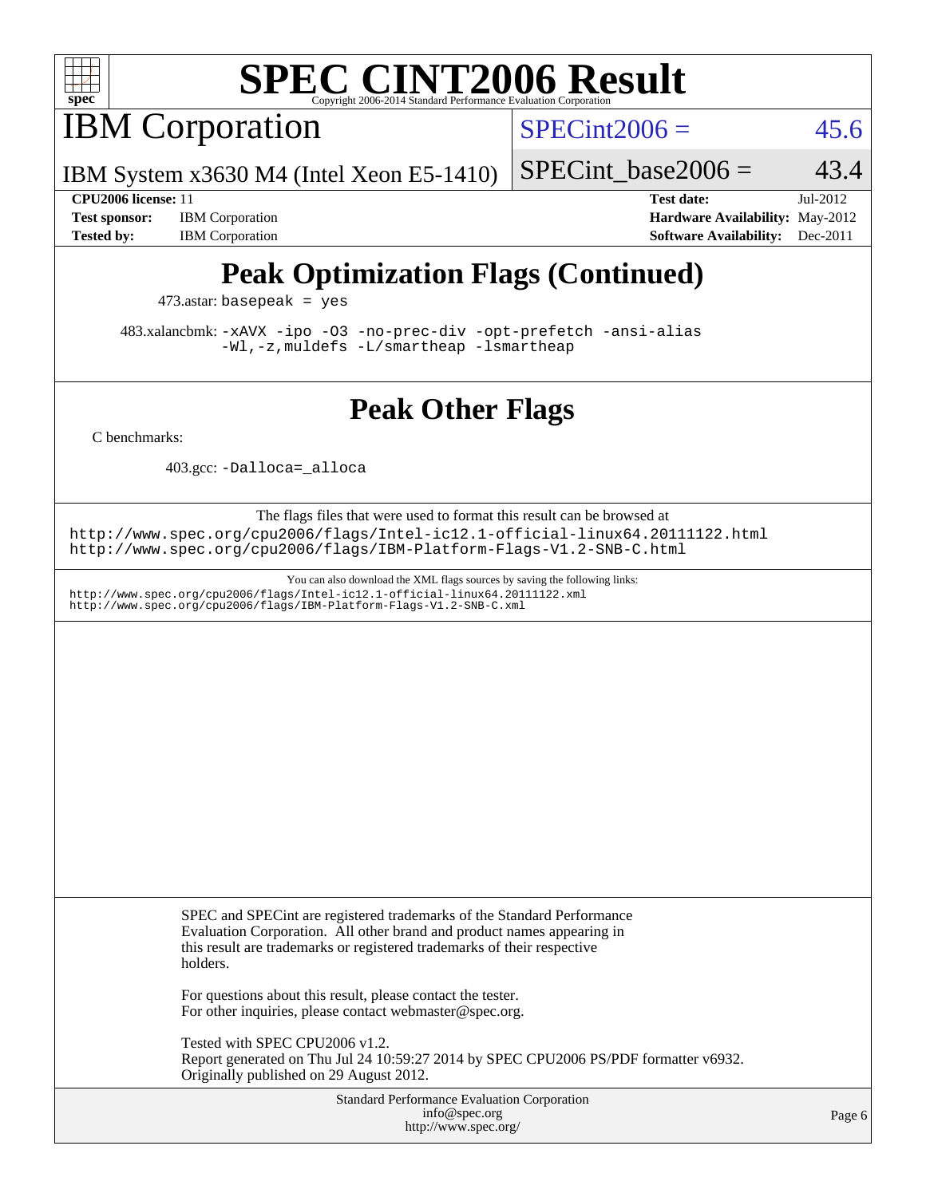# Peak Optimization Flags (Continued)

473.astar: basepeak = yes

483.xalancbmk: -xAVX -ipo -O3 -no-prec-div -opt-prefetch -ansi-alias -Wl,-z,muldefs -L/smartheap -lsmartheap

# Peak Other Flags

C benchmarks:

403.gcc: -Dalloca=_alloca

The flags files that were used to format this result can be browsed at
http://www.spec.org/cpu2006/flags/Intel-ic12.1-official-linux64.20111122.html
http://www.spec.org/cpu2006/flags/IBM-Platform-Flags-V1.2-SNB-C.html

You can also download the XML flags sources by saving the following links:
http://www.spec.org/cpu2006/flags/Intel-ic12.1-official-linux64.20111122.xml
http://www.spec.org/cpu2006/flags/IBM-Platform-Flags-V1.2-SNB-C.xml

SPEC and SPECint are registered trademarks of the Standard Performance Evaluation Corporation. All other brand and product names appearing in this result are trademarks or registered trademarks of their respective holders.

For questions about this result, please contact the tester.
For other inquiries, please contact webmaster@spec.org.

Tested with SPEC CPU2006 v1.2.
Report generated on Thu Jul 24 10:59:27 2014 by SPEC CPU2006 PS/PDF formatter v6932.
Originally published on 29 August 2012.